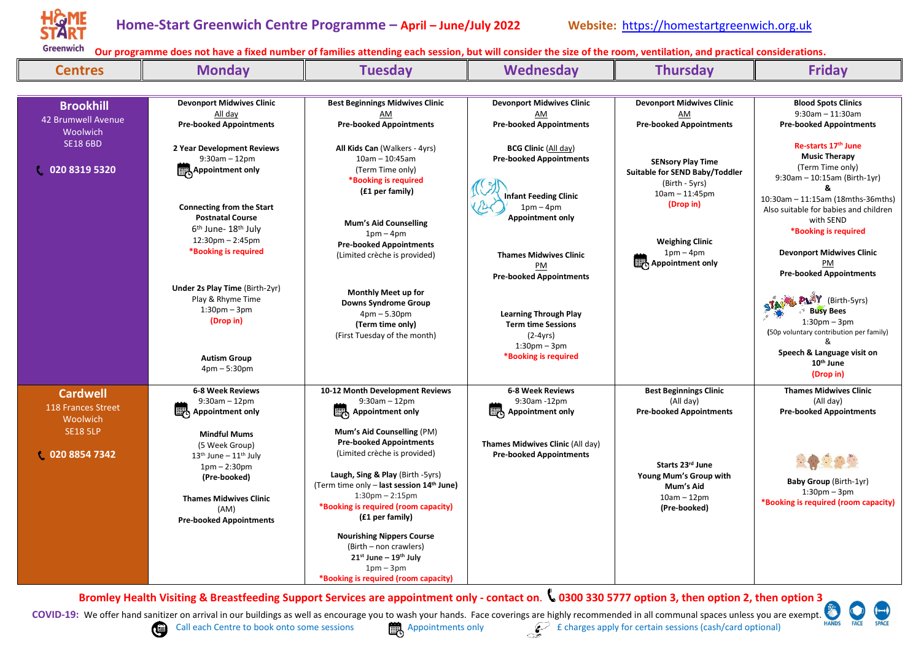# Home-Start Greenwich Centre Programme – April – June/July 2022

**Website: https://homestartgreenwich.org.uk**

**Our programme does not have a fixed number of families attending each session, but will consider the size of the room, ventilation, and practical considerations.**

| Centres | Monday | Tuesday | Wednesday | Thursday | Friday |
|---|---|---|---|---|---|
| **Brookhill**<br>42 Brumwell Avenue<br>Woolwich<br>SE18 6BD<br><br>**020 8319 5320** | **Devonport Midwives Clinic**<br>All day<br>**Pre-booked Appointments**<br><br>**2 Year Development Reviews**<br>9:30am – 12pm<br>**Appointment only**<br><br>**Connecting from the Start**<br>**Postnatal Course**<br>6th June- 18th July<br>12:30pm – 2:45pm<br>***Booking is required**<br><br>**Under 2s Play Time** (Birth-2yr)<br>Play & Rhyme Time<br>1:30pm – 3pm<br>**(Drop in)**<br><br>**Autism Group**<br>4pm – 5:30pm | **Best Beginnings Midwives Clinic**<br>AM<br>**Pre-booked Appointments**<br><br>**All Kids Can** (Walkers - 4yrs)<br>10am – 10:45am<br>(Term Time only)<br>***Booking is required**<br>**(£1 per family)**<br><br>**Mum's Aid Counselling**<br>1pm – 4pm<br>**Pre-booked Appointments**<br>(Limited crèche is provided)<br><br>**Monthly Meet up for**<br>**Downs Syndrome Group**<br>4pm – 5.30pm<br>**(Term time only)**<br>(First Tuesday of the month) | **Devonport Midwives Clinic**<br>AM<br>**Pre-booked Appointments**<br><br>**BCG Clinic** (All day)<br>**Pre-booked Appointments**<br><br>**Infant Feeding Clinic**<br>1pm – 4pm<br>**Appointment only**<br><br>**Thames Midwives Clinic**<br>PM<br>**Pre-booked Appointments**<br><br>**Learning Through Play**<br>**Term time Sessions**<br>(2-4yrs)<br>1:30pm – 3pm<br>***Booking is required** | **Devonport Midwives Clinic**<br>AM<br>**Pre-booked Appointments**<br><br>**SENsory Play Time**<br>**Suitable for SEND Baby/Toddler**<br>(Birth - 5yrs)<br>10am – 11:45pm<br>**(Drop in)**<br><br>**Weighing Clinic**<br>1pm – 4pm<br>**Appointment only** | **Blood Spots Clinics**<br>9:30am – 11:30am<br>**Pre-booked Appointments**<br><br>**Re-starts 17th June**<br>**Music Therapy**<br>(Term Time only)<br>9:30am – 10:15am (Birth-1yr)<br>**&**<br>10:30am – 11:15am (18mths-36mths)<br>Also suitable for babies and children with SEND<br>***Booking is required**<br><br>**Devonport Midwives Clinic**<br>PM<br>**Pre-booked Appointments**<br><br>Stay & Play (Birth-5yrs)<br>**Busy Bees**<br>1:30pm – 3pm<br>**(50p voluntary contribution per family)**<br>&<br>**Speech & Language visit on 10th June**<br>**(Drop in)** |
| **Cardwell**<br>118 Frances Street<br>Woolwich<br>SE18 5LP<br><br>**020 8854 7342** | **6-8 Week Reviews**<br>9:30am – 12pm<br>**Appointment only**<br><br>**Mindful Mums**<br>(5 Week Group)<br>13th June – 11th July<br>1pm – 2:30pm<br>**(Pre-booked)**<br><br>**Thames Midwives Clinic**<br>(AM)<br>**Pre-booked Appointments** | **10-12 Month Development Reviews**<br>9:30am – 12pm<br>**Appointment only**<br><br>**Mum's Aid Counselling** (PM)<br>**Pre-booked Appointments**<br>(Limited crèche is provided)<br><br>**Laugh, Sing & Play** (Birth -5yrs)<br>(Term time only – **last session 14th June)**<br>1:30pm – 2:15pm<br>***Booking is required (room capacity)**<br>**(£1 per family)**<br><br>**Nourishing Nippers Course**<br>(Birth – non crawlers)<br>**21st June – 19th July**<br>1pm – 3pm<br>***Booking is required (room capacity)** | **6-8 Week Reviews**<br>9:30am -12pm<br>**Appointment only**<br><br>**Thames Midwives Clinic** (All day)<br>**Pre-booked Appointments** | **Best Beginnings Clinic**<br>(All day)<br>**Pre-booked Appointments**<br><br>**Starts 23rd June**<br>**Young Mum's Group with Mum's Aid**<br>10am – 12pm<br>**(Pre-booked)** | **Thames Midwives Clinic**<br>(All day)<br>**Pre-booked Appointments**<br><br>**Baby Group** (Birth-1yr)<br>1:30pm – 3pm<br>***Booking is required (room capacity)** |

**Bromley Health Visiting & Breastfeeding Support Services are appointment only - contact on. 0300 330 5777 option 3, then option 2, then option 3**

**COVID-19:** We offer hand sanitizer on arrival in our buildings as well as encourage you to wash your hands. Face coverings are highly recommended in all communal spaces unless you are exempt. HANDS FACE SPACE

Call each Centre to book onto some sessions | Appointments only | £ charges apply for certain sessions (cash/card optional)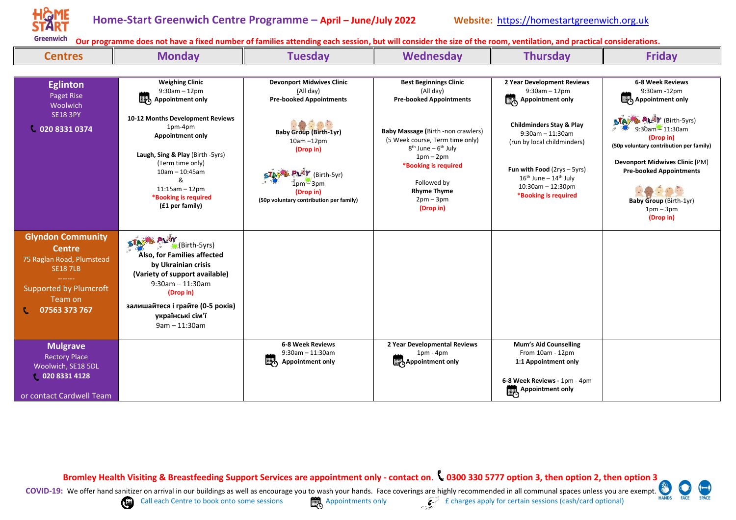# Home-Start Greenwich Centre Programme – April – June/July 2022

**Website:** https://homestartgreenwich.org.uk

**Our programme does not have a fixed number of families attending each session, but will consider the size of the room, ventilation, and practical considerations.**

| Centres | Monday | Tuesday | Wednesday | Thursday | Friday |
|---|---|---|---|---|---|
| **Eglinton** Paget Rise Woolwich SE18 3PY **020 8331 0374** | **Weighing Clinic** 9:30am – 12pm **Appointment only** <br><br> **10-12 Months Development Reviews** 1pm-4pm **Appointment only** <br><br> **Laugh, Sing & Play** (Birth -5yrs) (Term time only) 10am – 10:45am & 11:15am – 12pm *Booking is required (£1 per family) | **Devonport Midwives Clinic** (All day) **Pre-booked Appointments** <br><br> **Baby Group (Birth-1yr)** 10am –12pm (Drop in) <br><br> **Stay & Play** (Birth-5yr) 1pm – 3pm (Drop in) (50p voluntary contribution per family) | **Best Beginnings Clinic** (All day) **Pre-booked Appointments** <br><br> **Baby Massage** (Birth -non crawlers) (5 Week course, Term time only) 8th June – 6th July 1pm – 2pm *Booking is required <br><br> Followed by **Rhyme Thyme** 2pm – 3pm (Drop in) | **2 Year Development Reviews** 9:30am – 12pm **Appointment only** <br><br> **Childminders Stay & Play** 9:30am – 11:30am (run by local childminders) <br><br> **Fun with Food** (2yrs – 5yrs) 16th June – 14th July 10:30am – 12:30pm *Booking is required | **6-8 Week Reviews** 9:30am -12pm **Appointment only** <br><br> **Stay & Play** (Birth-5yrs) 9:30am – 11:30am (Drop in) (50p voluntary contribution per family) <br><br> **Devonport Midwives Clinic (PM) Pre-booked Appointments** <br><br> **Baby Group** (Birth-1yr) 1pm – 3pm (Drop in) |
| **Glyndon Community Centre** 75 Raglan Road, Plumstead SE18 7LB ------- Supported by Plumcroft Team on **07563 373 767** | **Stay & Play** (Birth-5yrs) **Also, for Families affected by Ukrainian crisis (Variety of support available)** 9:30am – 11:30am (Drop in) <br><br> **залишайтеся і грайте (0-5 років) українські сім'ї** 9am – 11:30am | | | | |
| **Mulgrave** Rectory Place Woolwich, SE18 5DL **020 8331 4128** or contact Cardwell Team | | **6-8 Week Reviews** 9:30am – 11:30am **Appointment only** | **2 Year Developmental Reviews** 1pm - 4pm **Appointment only** | **Mum's Aid Counselling** From 10am - 12pm **1:1 Appointment only** <br><br> **6-8 Week Reviews** - 1pm - 4pm **Appointment only** | |

**Bromley Health Visiting & Breastfeeding Support Services are appointment only - contact on. 0300 330 5777 option 3, then option 2, then option 3**

**COVID-19:** We offer hand sanitizer on arrival in our buildings as well as encourage you to wash your hands. Face coverings are highly recommended in all communal spaces unless you are exempt.

HANDS FACE SPACE

Call each Centre to book onto some sessions — Appointments only — £ charges apply for certain sessions (cash/card optional)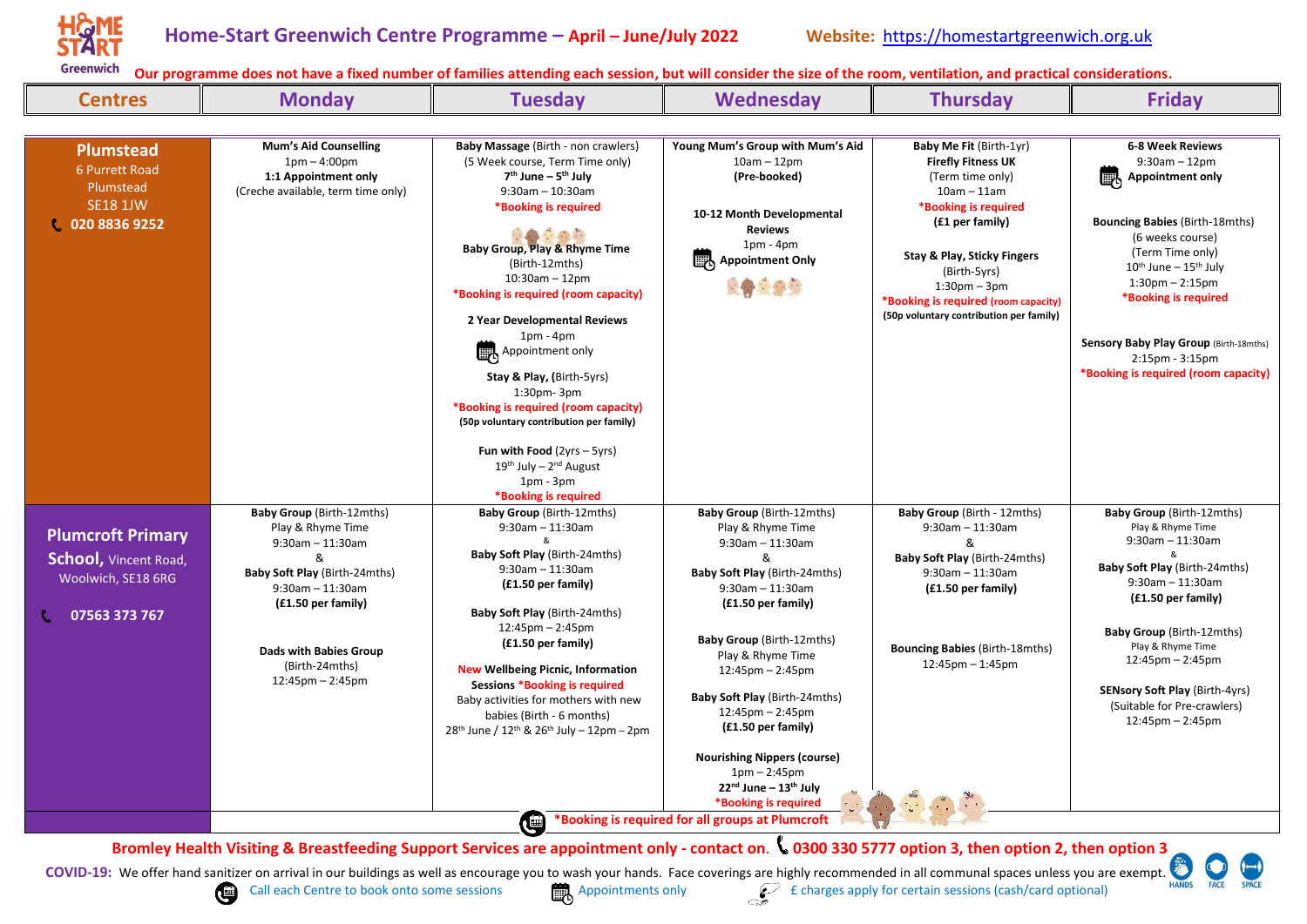# Home-Start Greenwich Centre Programme – April – June/July 2022

**Website:** https://homestartgreenwich.org.uk

**Our programme does not have a fixed number of families attending each session, but will consider the size of the room, ventilation, and practical considerations.**

| Centres | Monday | Tuesday | Wednesday | Thursday | Friday |
|---|---|---|---|---|---|
| **Plumstead**<br>6 Purrett Road<br>Plumstead<br>SE18 1JW<br>020 8836 9252 | **Mum's Aid Counselling**<br>1pm – 4:00pm<br>**1:1 Appointment only**<br>(Creche available, term time only) | **Baby Massage** (Birth - non crawlers)<br>(5 Week course, Term Time only)<br>**7th June – 5th July**<br>9:30am – 10:30am<br>*Booking is required<br><br>**Baby Group, Play & Rhyme Time**<br>(Birth-12mths)<br>10:30am – 12pm<br>*Booking is required (room capacity)<br><br>**2 Year Developmental Reviews**<br>1pm - 4pm<br>Appointment only<br><br>**Stay & Play,** (Birth-5yrs)<br>1:30pm- 3pm<br>*Booking is required (room capacity)<br>(50p voluntary contribution per family)<br><br>**Fun with Food** (2yrs – 5yrs)<br>19th July – 2nd August<br>1pm - 3pm<br>*Booking is required | **Young Mum's Group with Mum's Aid**<br>10am – 12pm<br>**(Pre-booked)**<br><br>**10-12 Month Developmental Reviews**<br>1pm - 4pm<br>**Appointment Only** | **Baby Me Fit** (Birth-1yr)<br>**Firefly Fitness UK**<br>(Term time only)<br>10am – 11am<br>*Booking is required<br>**(£1 per family)**<br><br>**Stay & Play, Sticky Fingers**<br>(Birth-5yrs)<br>1:30pm – 3pm<br>*Booking is required (room capacity)<br>(50p voluntary contribution per family) | **6-8 Week Reviews**<br>9:30am – 12pm<br>**Appointment only**<br><br>**Bouncing Babies** (Birth-18mths)<br>(6 weeks course)<br>(Term Time only)<br>10th June – 15th July<br>1:30pm – 2:15pm<br>*Booking is required<br><br>**Sensory Baby Play Group** (Birth-18mths)<br>2:15pm - 3:15pm<br>*Booking is required (room capacity) |
| **Plumcroft Primary School,** Vincent Road, Woolwich, SE18 6RG<br><br>07563 373 767 | **Baby Group** (Birth-12mths)<br>Play & Rhyme Time<br>9:30am – 11:30am<br>&<br>**Baby Soft Play** (Birth-24mths)<br>9:30am – 11:30am<br>**(£1.50 per family)**<br><br>**Dads with Babies Group**<br>(Birth-24mths)<br>12:45pm – 2:45pm | **Baby Group** (Birth-12mths)<br>9:30am – 11:30am<br>&<br>**Baby Soft Play** (Birth-24mths)<br>9:30am – 11:30am<br>**(£1.50 per family)**<br><br>**Baby Soft Play** (Birth-24mths)<br>12:45pm – 2:45pm<br>**(£1.50 per family)**<br><br>New **Wellbeing Picnic, Information Sessions** *Booking is required<br>Baby activities for mothers with new babies (Birth - 6 months)<br>28th June / 12th & 26th July – 12pm – 2pm | **Baby Group** (Birth-12mths)<br>Play & Rhyme Time<br>9:30am – 11:30am<br>&<br>**Baby Soft Play** (Birth-24mths)<br>9:30am – 11:30am<br>**(£1.50 per family)**<br><br>**Baby Group** (Birth-12mths)<br>Play & Rhyme Time<br>12:45pm – 2:45pm<br><br>**Baby Soft Play** (Birth-24mths)<br>12:45pm – 2:45pm<br>**(£1.50 per family)**<br><br>**Nourishing Nippers (course)**<br>1pm – 2:45pm<br>**22nd June – 13th July**<br>*Booking is required | **Baby Group** (Birth - 12mths)<br>9:30am – 11:30am<br>&<br>**Baby Soft Play** (Birth-24mths)<br>9:30am – 11:30am<br>**(£1.50 per family)**<br><br>**Bouncing Babies** (Birth-18mths)<br>12:45pm – 1:45pm | **Baby Group** (Birth-12mths)<br>Play & Rhyme Time<br>9:30am – 11:30am<br>&<br>**Baby Soft Play** (Birth-24mths)<br>9:30am – 11:30am<br>**(£1.50 per family)**<br><br>**Baby Group** (Birth-12mths)<br>Play & Rhyme Time<br>12:45pm – 2:45pm<br><br>**SENsory Soft Play** (Birth-4yrs)<br>(Suitable for Pre-crawlers)<br>12:45pm – 2:45pm |
| | *Booking is required for all groups at Plumcroft | | | | |

**Bromley Health Visiting & Breastfeeding Support Services are appointment only - contact on. 0300 330 5777 option 3, then option 2, then option 3**

**COVID-19:** We offer hand sanitizer on arrival in our buildings as well as encourage you to wash your hands. Face coverings are highly recommended in all communal spaces unless you are exempt. HANDS FACE SPACE

Call each Centre to book onto some sessions | Appointments only | £ charges apply for certain sessions (cash/card optional)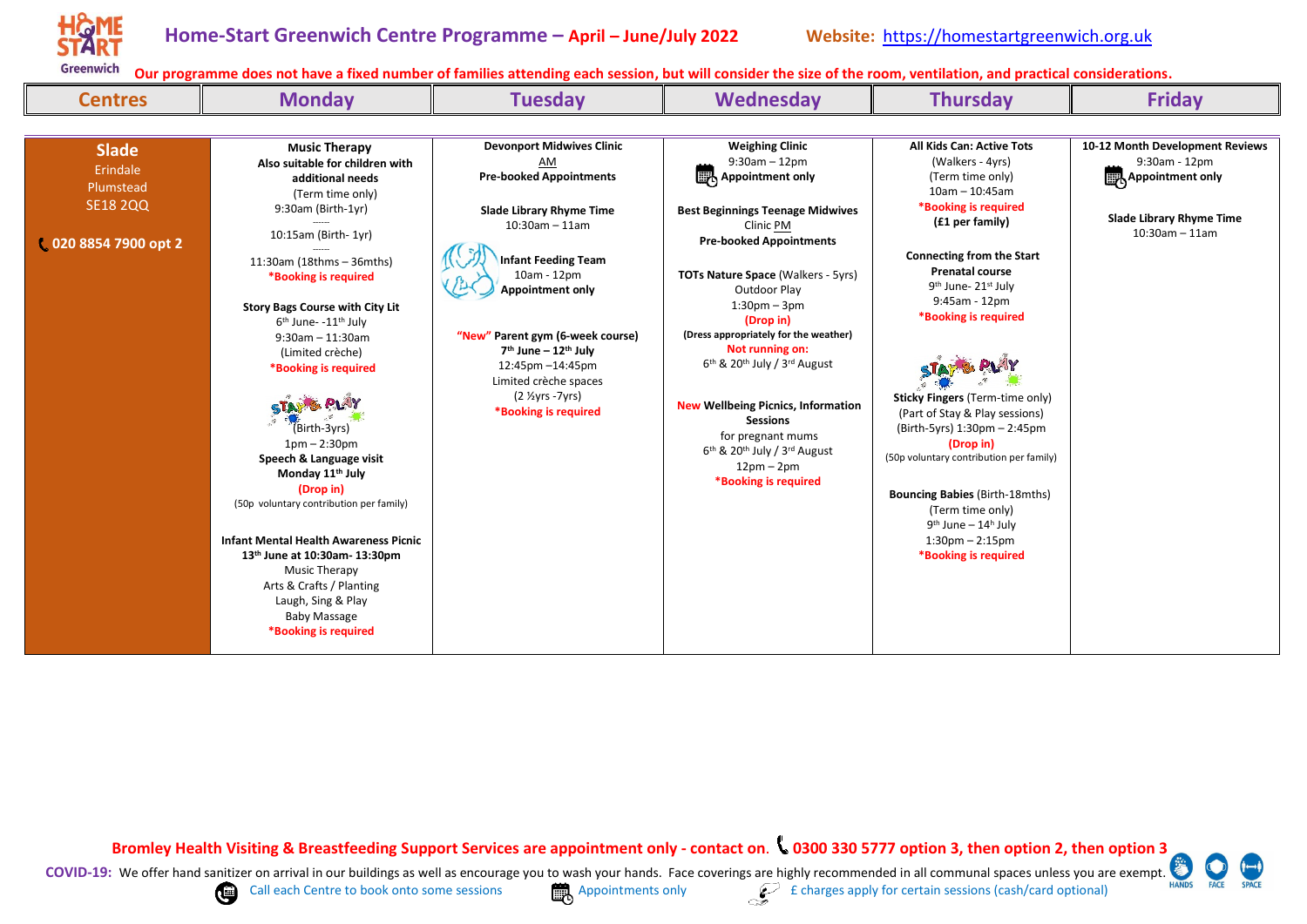# Home-Start Greenwich Centre Programme – April – June/July 2022

**Website:** https://homestartgreenwich.org.uk

**Our programme does not have a fixed number of families attending each session, but will consider the size of the room, ventilation, and practical considerations.**

| Centres | Monday | Tuesday | Wednesday | Thursday | Friday |
|---|---|---|---|---|---|
| **Slade**<br>Erindale<br>Plumstead<br>SE18 2QQ<br><br>**020 8854 7900 opt 2** | **Music Therapy**<br>**Also suitable for children with additional needs**<br>(Term time only)<br>9:30am (Birth-1yr)<br>------<br>10:15am (Birth- 1yr)<br>------<br>11:30am (18thms – 36mths)<br>***Booking is required**<br><br>**Story Bags Course with City Lit**<br>6th June- -11th July<br>9:30am – 11:30am<br>(Limited crèche)<br>***Booking is required**<br><br>STAY & PLAY (Birth-3yrs)<br>1pm – 2:30pm<br>**Speech & Language visit**<br>**Monday 11th July**<br>**(Drop in)**<br>(50p voluntary contribution per family)<br><br>**Infant Mental Health Awareness Picnic**<br>**13th June at 10:30am- 13:30pm**<br>Music Therapy<br>Arts & Crafts / Planting<br>Laugh, Sing & Play<br>Baby Massage<br>***Booking is required** | **Devonport Midwives Clinic**<br>AM<br>**Pre-booked Appointments**<br><br>**Slade Library Rhyme Time**<br>10:30am – 11am<br><br>**Infant Feeding Team**<br>10am - 12pm<br>**Appointment only**<br><br>**"New" Parent gym (6-week course)**<br>**7th June – 12th July**<br>12:45pm –14:45pm<br>Limited crèche spaces<br>(2 ½yrs -7yrs)<br>***Booking is required** | **Weighing Clinic**<br>9:30am – 12pm<br>**Appointment only**<br><br>**Best Beginnings Teenage Midwives**<br>Clinic PM<br>**Pre-booked Appointments**<br><br>**TOTs Nature Space** (Walkers - 5yrs)<br>Outdoor Play<br>1:30pm – 3pm<br>**(Drop in)**<br>**(Dress appropriately for the weather)**<br>**Not running on:**<br>6th & 20th July / 3rd August<br><br>**New Wellbeing Picnics, Information Sessions**<br>for pregnant mums<br>6th & 20th July / 3rd August<br>12pm – 2pm<br>***Booking is required** | **All Kids Can: Active Tots**<br>(Walkers - 4yrs)<br>(Term time only)<br>10am – 10:45am<br>***Booking is required**<br>**(£1 per family)**<br><br>**Connecting from the Start Prenatal course**<br>9th June- 21st July<br>9:45am - 12pm<br>***Booking is required**<br><br>STAY & PLAY<br>**Sticky Fingers** (Term-time only)<br>(Part of Stay & Play sessions)<br>(Birth-5yrs) 1:30pm – 2:45pm<br>**(Drop in)**<br>(50p voluntary contribution per family)<br><br>**Bouncing Babies** (Birth-18mths)<br>(Term time only)<br>9th June – 14th July<br>1:30pm – 2:15pm<br>***Booking is required** | **10-12 Month Development Reviews**<br>9:30am - 12pm<br>**Appointment only**<br><br>**Slade Library Rhyme Time**<br>10:30am – 11am |

**Bromley Health Visiting & Breastfeeding Support Services are appointment only - contact on. 0300 330 5777 option 3, then option 2, then option 3**

**COVID-19:** We offer hand sanitizer on arrival in our buildings as well as encourage you to wash your hands. Face coverings are highly recommended in all communal spaces unless you are exempt. HANDS FACE SPACE

Call each Centre to book onto some sessions — Appointments only — £ charges apply for certain sessions (cash/card optional)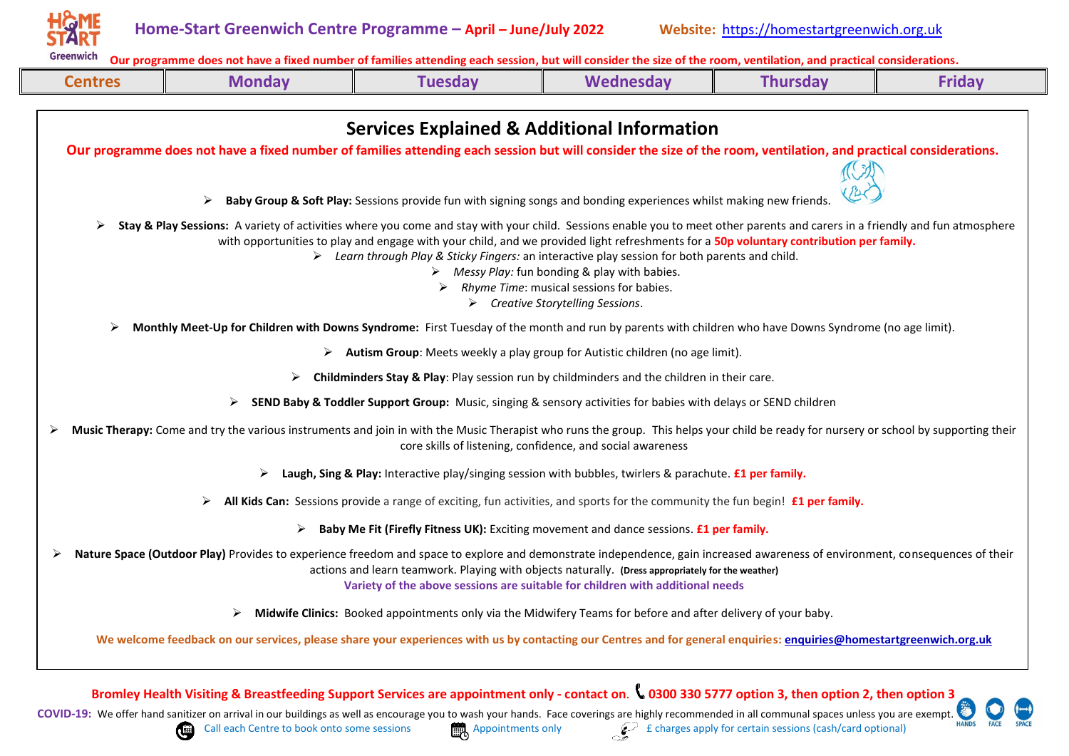# Home-Start Greenwich Centre Programme – April – June/July 2022

Website: https://homestartgreenwich.org.uk

Our programme does not have a fixed number of families attending each session, but will consider the size of the room, ventilation, and practical considerations.

| Centres | Monday | Tuesday | Wednesday | Thursday | Friday |
| --- | --- | --- | --- | --- | --- |

## Services Explained & Additional Information

**Our programme does not have a fixed number of families attending each session but will consider the size of the room, ventilation, and practical considerations.**

- **Baby Group & Soft Play:** Sessions provide fun with signing songs and bonding experiences whilst making new friends.
- **Stay & Play Sessions:** A variety of activities where you come and stay with your child. Sessions enable you to meet other parents and carers in a friendly and fun atmosphere with opportunities to play and engage with your child, and we provided light refreshments for a **50p voluntary contribution per family.**
  - *Learn through Play & Sticky Fingers:* an interactive play session for both parents and child.
  - *Messy Play:* fun bonding & play with babies.
  - *Rhyme Time*: musical sessions for babies.
  - *Creative Storytelling Sessions*.
- **Monthly Meet-Up for Children with Downs Syndrome:** First Tuesday of the month and run by parents with children who have Downs Syndrome (no age limit).
- **Autism Group**: Meets weekly a play group for Autistic children (no age limit).
- **Childminders Stay & Play**: Play session run by childminders and the children in their care.
- **SEND Baby & Toddler Support Group:** Music, singing & sensory activities for babies with delays or SEND children
- **Music Therapy:** Come and try the various instruments and join in with the Music Therapist who runs the group. This helps your child be ready for nursery or school by supporting their core skills of listening, confidence, and social awareness
- **Laugh, Sing & Play:** Interactive play/singing session with bubbles, twirlers & parachute. **£1 per family.**
- **All Kids Can:** Sessions provide a range of exciting, fun activities, and sports for the community the fun begin! **£1 per family.**
- **Baby Me Fit (Firefly Fitness UK):** Exciting movement and dance sessions. **£1 per family.**
- **Nature Space (Outdoor Play)** Provides to experience freedom and space to explore and demonstrate independence, gain increased awareness of environment, consequences of their actions and learn teamwork. Playing with objects naturally. **(Dress appropriately for the weather)**

**Variety of the above sessions are suitable for children with additional needs**

- **Midwife Clinics:** Booked appointments only via the Midwifery Teams for before and after delivery of your baby.

**We welcome feedback on our services, please share your experiences with us by contacting our Centres and for general enquiries: enquiries@homestartgreenwich.org.uk**

**Bromley Health Visiting & Breastfeeding Support Services are appointment only - contact on. 0300 330 5777 option 3, then option 2, then option 3**

**COVID-19:** We offer hand sanitizer on arrival in our buildings as well as encourage you to wash your hands. Face coverings are highly recommended in all communal spaces unless you are exempt.

HANDS FACE SPACE

Call each Centre to book onto some sessions | Appointments only | £ charges apply for certain sessions (cash/card optional)